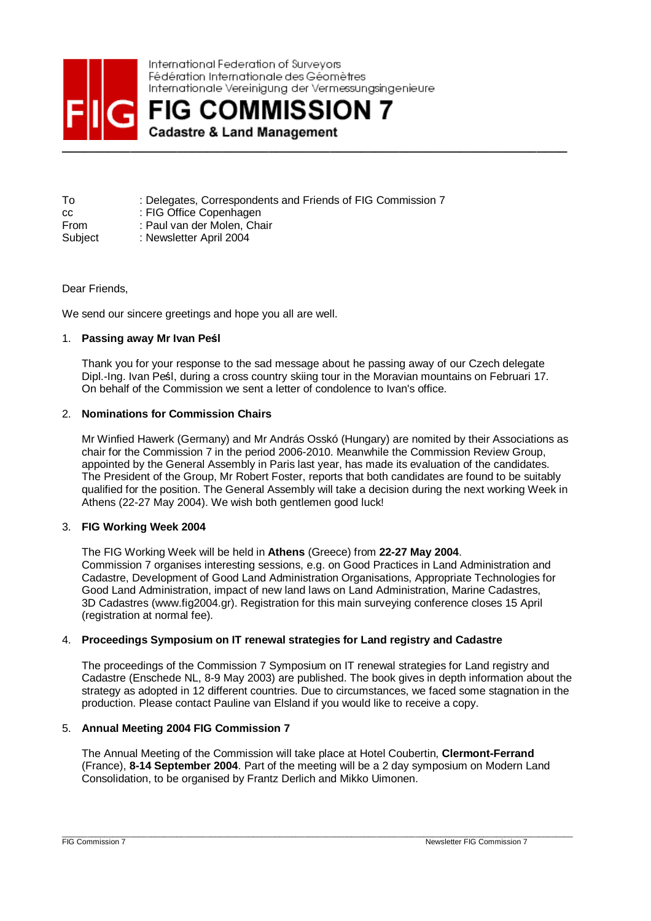International Federation of Surveyors
Fédération Internationale des Géomètres
Internationale Vereinigung der Vermessungsingenieure

# FIG COMMISSION 7

**Cadastre & Land Management**

| | |
|---|---|
| To | : Delegates, Correspondents and Friends of FIG Commission 7 |
| cc | : FIG Office Copenhagen |
| From | : Paul van der Molen, Chair |
| Subject | : Newsletter April 2004 |

Dear Friends,

We send our sincere greetings and hope you all are well.

1. **Passing away Mr Ivan Peśl**

   Thank you for your response to the sad message about he passing away of our Czech delegate Dipl.-Ing. Ivan Peśl, during a cross country skiing tour in the Moravian mountains on Februari 17. On behalf of the Commission we sent a letter of condolence to Ivan's office.

2. **Nominations for Commission Chairs**

   Mr Winfied Hawerk (Germany) and Mr András Osskó (Hungary) are nomited by their Associations as chair for the Commission 7 in the period 2006-2010. Meanwhile the Commission Review Group, appointed by the General Assembly in Paris last year, has made its evaluation of the candidates. The President of the Group, Mr Robert Foster, reports that both candidates are found to be suitably qualified for the position. The General Assembly will take a decision during the next working Week in Athens (22-27 May 2004). We wish both gentlemen good luck!

3. **FIG Working Week 2004**

   The FIG Working Week will be held in **Athens** (Greece) from **22-27 May 2004**. Commission 7 organises interesting sessions, e.g. on Good Practices in Land Administration and Cadastre, Development of Good Land Administration Organisations, Appropriate Technologies for Good Land Administration, impact of new land laws on Land Administration, Marine Cadastres, 3D Cadastres (www.fig2004.gr). Registration for this main surveying conference closes 15 April (registration at normal fee).

4. **Proceedings Symposium on IT renewal strategies for Land registry and Cadastre**

   The proceedings of the Commission 7 Symposium on IT renewal strategies for Land registry and Cadastre (Enschede NL, 8-9 May 2003) are published. The book gives in depth information about the strategy as adopted in 12 different countries. Due to circumstances, we faced some stagnation in the production. Please contact Pauline van Elsland if you would like to receive a copy.

5. **Annual Meeting 2004 FIG Commission 7**

   The Annual Meeting of the Commission will take place at Hotel Coubertin, **Clermont-Ferrand** (France), **8-14 September 2004**. Part of the meeting will be a 2 day symposium on Modern Land Consolidation, to be organised by Frantz Derlich and Mikko Uimonen.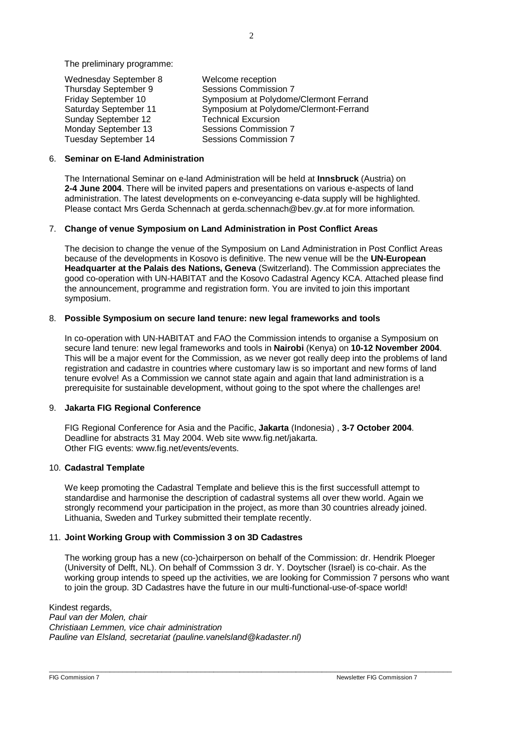The preliminary programme:

| | |
|---|---|
| Wednesday September 8 | Welcome reception |
| Thursday September 9 | Sessions Commission 7 |
| Friday September 10 | Symposium at Polydome/Clermont Ferrand |
| Saturday September 11 | Symposium at Polydome/Clermont-Ferrand |
| Sunday September 12 | Technical Excursion |
| Monday September 13 | Sessions Commission 7 |
| Tuesday September 14 | Sessions Commission 7 |

6. **Seminar on E-land Administration**

   The International Seminar on e-land Administration will be held at **Innsbruck** (Austria) on **2-4 June 2004**. There will be invited papers and presentations on various e-aspects of land administration. The latest developments on e-conveyancing e-data supply will be highlighted. Please contact Mrs Gerda Schennach at gerda.schennach@bev.gv.at for more information.

7. **Change of venue Symposium on Land Administration in Post Conflict Areas**

   The decision to change the venue of the Symposium on Land Administration in Post Conflict Areas because of the developments in Kosovo is definitive. The new venue will be the **UN-European Headquarter at the Palais des Nations, Geneva** (Switzerland). The Commission appreciates the good co-operation with UN-HABITAT and the Kosovo Cadastral Agency KCA. Attached please find the announcement, programme and registration form. You are invited to join this important symposium.

8. **Possible Symposium on secure land tenure: new legal frameworks and tools**

   In co-operation with UN-HABITAT and FAO the Commission intends to organise a Symposium on secure land tenure: new legal frameworks and tools in **Nairobi** (Kenya) on **10-12 November 2004**. This will be a major event for the Commission, as we never got really deep into the problems of land registration and cadastre in countries where customary law is so important and new forms of land tenure evolve! As a Commission we cannot state again and again that land administration is a prerequisite for sustainable development, without going to the spot where the challenges are!

9. **Jakarta FIG Regional Conference**

   FIG Regional Conference for Asia and the Pacific, **Jakarta** (Indonesia) , **3-7 October 2004**. Deadline for abstracts 31 May 2004. Web site www.fig.net/jakarta.
   Other FIG events: www.fig.net/events/events.

10. **Cadastral Template**

    We keep promoting the Cadastral Template and believe this is the first successfull attempt to standardise and harmonise the description of cadastral systems all over thew world. Again we strongly recommend your participation in the project, as more than 30 countries already joined. Lithuania, Sweden and Turkey submitted their template recently.

11. **Joint Working Group with Commission 3 on 3D Cadastres**

    The working group has a new (co-)chairperson on behalf of the Commission: dr. Hendrik Ploeger (University of Delft, NL). On behalf of Commssion 3 dr. Y. Doytscher (Israel) is co-chair. As the working group intends to speed up the activities, we are looking for Commission 7 persons who want to join the group. 3D Cadastres have the future in our multi-functional-use-of-space world!

Kindest regards,
*Paul van der Molen, chair*
*Christiaan Lemmen, vice chair administration*
*Pauline van Elsland, secretariat (pauline.vanelsland@kadaster.nl)*